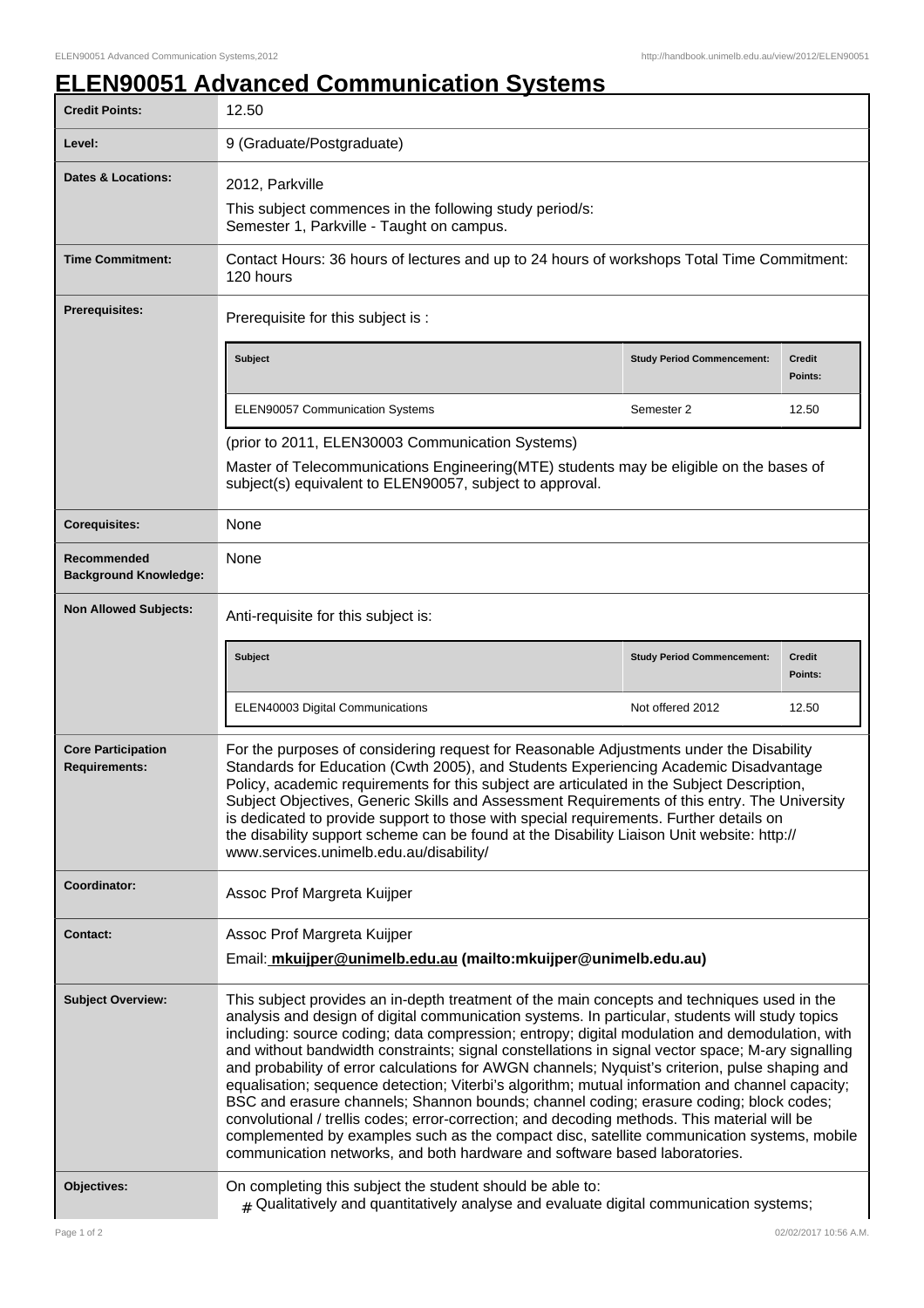# ELEN90051 Advanced Communication Systems

| Field | Details |
|---|---|
| **Credit Points:** | 12.50 |
| **Level:** | 9 (Graduate/Postgraduate) |
| **Dates & Locations:** | 2012, Parkville<br>This subject commences in the following study period/s:<br>Semester 1, Parkville - Taught on campus. |
| **Time Commitment:** | Contact Hours: 36 hours of lectures and up to 24 hours of workshops Total Time Commitment: 120 hours |
| **Prerequisites:** | Prerequisite for this subject is :<br>Subject: ELEN90057 Communication Systems; Study Period Commencement: Semester 2; Credit Points: 12.50<br>(prior to 2011, ELEN30003 Communication Systems)<br>Master of Telecommunications Engineering(MTE) students may be eligible on the bases of subject(s) equivalent to ELEN90057, subject to approval. |
| **Corequisites:** | None |
| **Recommended Background Knowledge:** | None |
| **Non Allowed Subjects:** | Anti-requisite for this subject is:<br>Subject: ELEN40003 Digital Communications; Study Period Commencement: Not offered 2012; Credit Points: 12.50 |
| **Core Participation Requirements:** | For the purposes of considering request for Reasonable Adjustments under the Disability Standards for Education (Cwth 2005), and Students Experiencing Academic Disadvantage Policy, academic requirements for this subject are articulated in the Subject Description, Subject Objectives, Generic Skills and Assessment Requirements of this entry. The University is dedicated to provide support to those with special requirements. Further details on the disability support scheme can be found at the Disability Liaison Unit website: http://www.services.unimelb.edu.au/disability/ |
| **Coordinator:** | Assoc Prof Margreta Kuijper |
| **Contact:** | Assoc Prof Margreta Kuijper<br>Email: **mkuijper@unimelb.edu.au (mailto:mkuijper@unimelb.edu.au)** |
| **Subject Overview:** | This subject provides an in-depth treatment of the main concepts and techniques used in the analysis and design of digital communication systems. In particular, students will study topics including: source coding; data compression; entropy; digital modulation and demodulation, with and without bandwidth constraints; signal constellations in signal vector space; M-ary signalling and probability of error calculations for AWGN channels; Nyquist's criterion, pulse shaping and equalisation; sequence detection; Viterbi's algorithm; mutual information and channel capacity; BSC and erasure channels; Shannon bounds; channel coding; erasure coding; block codes; convolutional / trellis codes; error-correction; and decoding methods. This material will be complemented by examples such as the compact disc, satellite communication systems, mobile communication networks, and both hardware and software based laboratories. |
| **Objectives:** | On completing this subject the student should be able to:<br># Qualitatively and quantitatively analyse and evaluate digital communication systems; |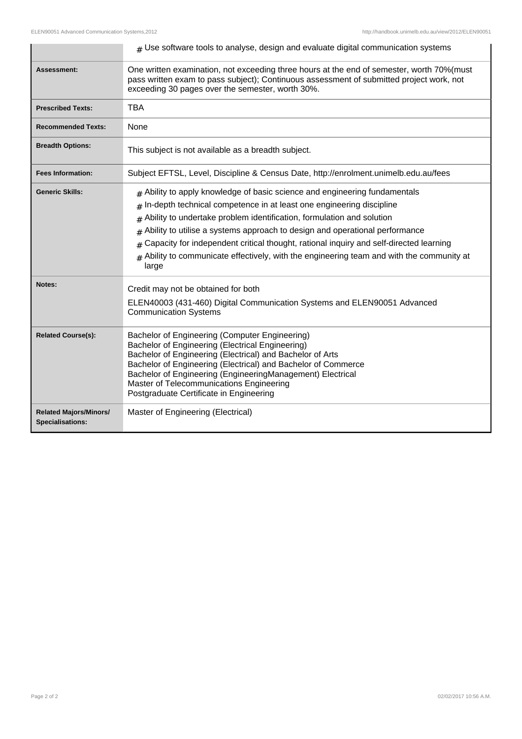| | |
|---|---|
| | # Use software tools to analyse, design and evaluate digital communication systems |
| **Assessment:** | One written examination, not exceeding three hours at the end of semester, worth 70%(must pass written exam to pass subject); Continuous assessment of submitted project work, not exceeding 30 pages over the semester, worth 30%. |
| **Prescribed Texts:** | TBA |
| **Recommended Texts:** | None |
| **Breadth Options:** | This subject is not available as a breadth subject. |
| **Fees Information:** | Subject EFTSL, Level, Discipline & Census Date, http://enrolment.unimelb.edu.au/fees |
| **Generic Skills:** | # Ability to apply knowledge of basic science and engineering fundamentals<br># In-depth technical competence in at least one engineering discipline<br># Ability to undertake problem identification, formulation and solution<br># Ability to utilise a systems approach to design and operational performance<br># Capacity for independent critical thought, rational inquiry and self-directed learning<br># Ability to communicate effectively, with the engineering team and with the community at large |
| **Notes:** | Credit may not be obtained for both<br>ELEN40003 (431-460) Digital Communication Systems and ELEN90051 Advanced Communication Systems |
| **Related Course(s):** | Bachelor of Engineering (Computer Engineering)<br>Bachelor of Engineering (Electrical Engineering)<br>Bachelor of Engineering (Electrical) and Bachelor of Arts<br>Bachelor of Engineering (Electrical) and Bachelor of Commerce<br>Bachelor of Engineering (EngineeringManagement) Electrical<br>Master of Telecommunications Engineering<br>Postgraduate Certificate in Engineering |
| **Related Majors/Minors/ Specialisations:** | Master of Engineering (Electrical) |